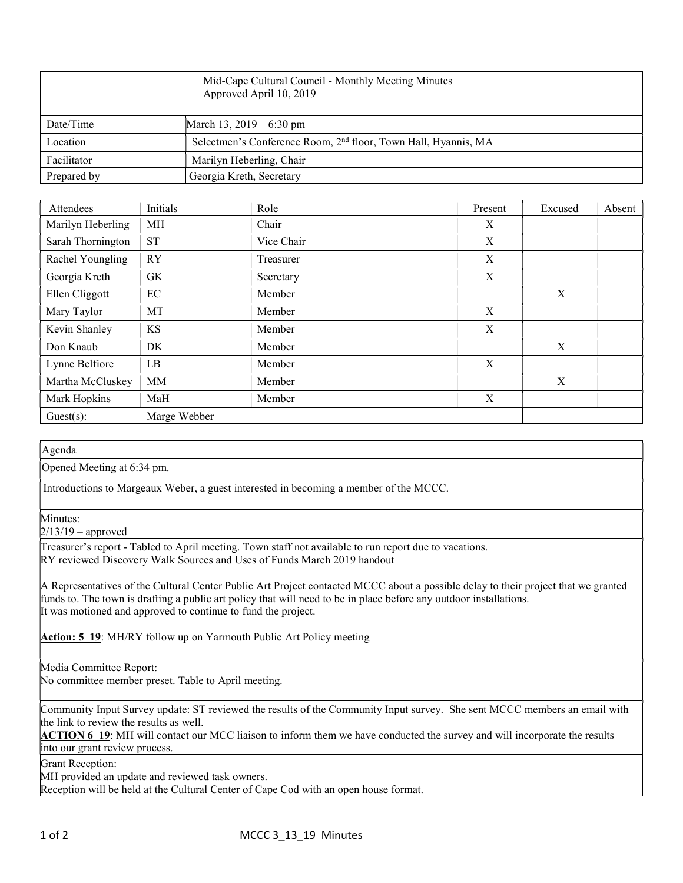| Mid-Cape Cultural Council - Monthly Meeting Minutes<br>Approved April 10, 2019 | |
|---|---|
| Date/Time | March 13, 2019 6:30 pm |
| Location | Selectmen's Conference Room, 2nd floor, Town Hall, Hyannis, MA |
| Facilitator | Marilyn Heberling, Chair |
| Prepared by | Georgia Kreth, Secretary |

| Attendees | Initials | Role | Present | Excused | Absent |
|---|---|---|---|---|---|
| Marilyn Heberling | MH | Chair | X | | |
| Sarah Thornington | ST | Vice Chair | X | | |
| Rachel Youngling | RY | Treasurer | X | | |
| Georgia Kreth | GK | Secretary | X | | |
| Ellen Cliggott | EC | Member | | X | |
| Mary Taylor | MT | Member | X | | |
| Kevin Shanley | KS | Member | X | | |
| Don Knaub | DK | Member | | X | |
| Lynne Belfiore | LB | Member | X | | |
| Martha McCluskey | MM | Member | | X | |
| Mark Hopkins | MaH | Member | X | | |
| Guest(s): | Marge Webber | | | | |

Agenda

Opened Meeting at 6:34 pm.

Introductions to Margeaux Weber, a guest interested in becoming a member of the MCCC.

Minutes:
2/13/19 – approved

Treasurer's report - Tabled to April meeting. Town staff not available to run report due to vacations.
RY reviewed Discovery Walk Sources and Uses of Funds March 2019 handout

A Representatives of the Cultural Center Public Art Project contacted MCCC about a possible delay to their project that we granted funds to. The town is drafting a public art policy that will need to be in place before any outdoor installations.
It was motioned and approved to continue to fund the project.

**Action: 5_19**: MH/RY follow up on Yarmouth Public Art Policy meeting

Media Committee Report:
No committee member preset. Table to April meeting.

Community Input Survey update: ST reviewed the results of the Community Input survey. She sent MCCC members an email with the link to review the results as well.
**ACTION 6_19**: MH will contact our MCC liaison to inform them we have conducted the survey and will incorporate the results into our grant review process.

Grant Reception:
MH provided an update and reviewed task owners.
Reception will be held at the Cultural Center of Cape Cod with an open house format.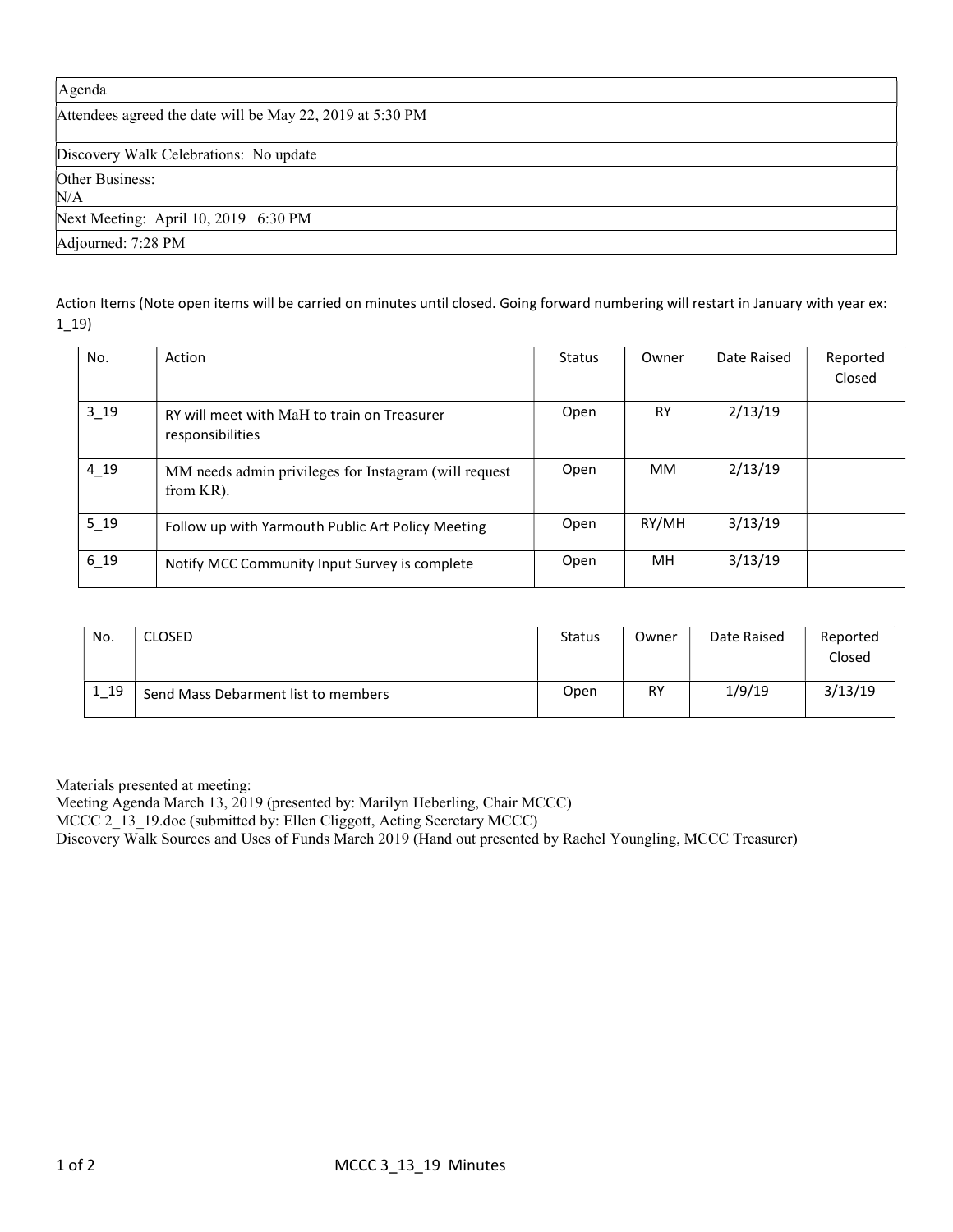| Agenda |
| --- |
| Attendees agreed the date will be May 22, 2019 at 5:30 PM |
| Discovery Walk Celebrations: No update |
| Other Business:<br>N/A |
| Next Meeting: April 10, 2019 6:30 PM |
| Adjourned: 7:28 PM |

Action Items (Note open items will be carried on minutes until closed. Going forward numbering will restart in January with year ex: 1_19)

| No. | Action | Status | Owner | Date Raised | Reported Closed |
| --- | --- | --- | --- | --- | --- |
| 3_19 | RY will meet with MaH to train on Treasurer responsibilities | Open | RY | 2/13/19 | |
| 4_19 | MM needs admin privileges for Instagram (will request from KR). | Open | MM | 2/13/19 | |
| 5_19 | Follow up with Yarmouth Public Art Policy Meeting | Open | RY/MH | 3/13/19 | |
| 6_19 | Notify MCC Community Input Survey is complete | Open | MH | 3/13/19 | |

| No. | CLOSED | Status | Owner | Date Raised | Reported Closed |
| --- | --- | --- | --- | --- | --- |
| 1_19 | Send Mass Debarment list to members | Open | RY | 1/9/19 | 3/13/19 |

Materials presented at meeting:
Meeting Agenda March 13, 2019 (presented by: Marilyn Heberling, Chair MCCC)
MCCC 2_13_19.doc (submitted by: Ellen Cliggott, Acting Secretary MCCC)
Discovery Walk Sources and Uses of Funds March 2019 (Hand out presented by Rachel Youngling, MCCC Treasurer)